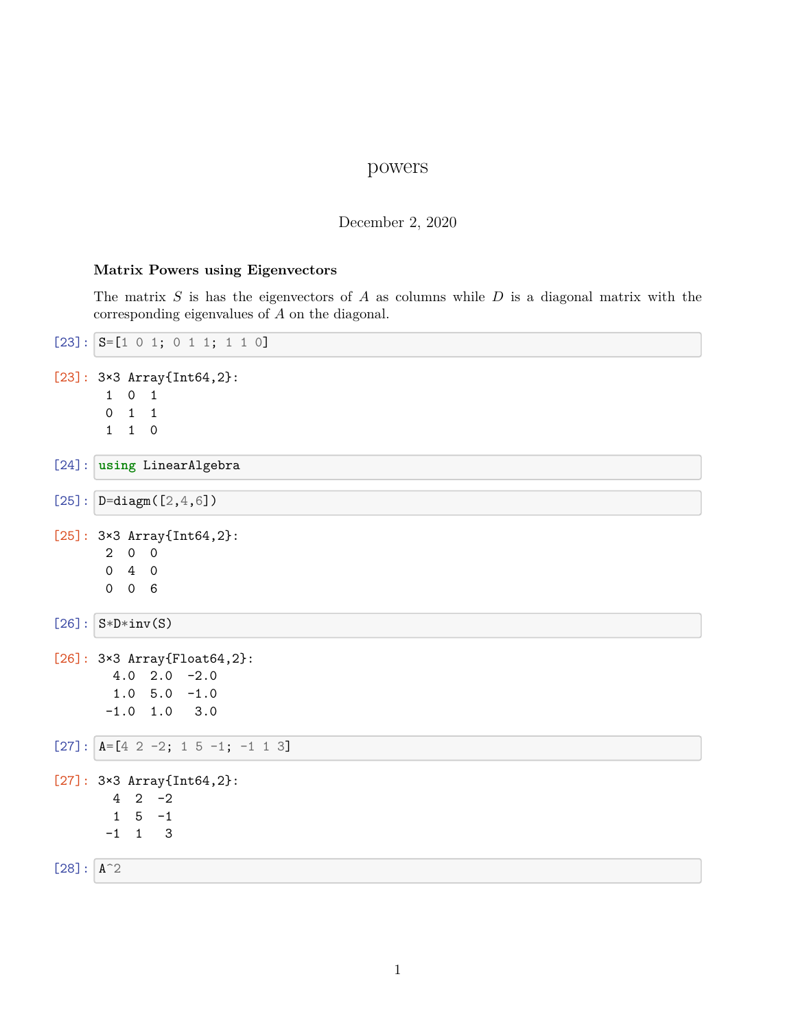# powers

December 2, 2020

### Matrix Powers using Eigenvectors

The matrix $S$ is has the eigenvectors of $A$ as columns while $D$ is a diagonal matrix with the corresponding eigenvalues of $A$ on the diagonal.

[23]:
```
S=[1 0 1; 0 1 1; 1 1 0]
```

[23]:
```
3×3 Array{Int64,2}:
 1  0  1
 0  1  1
 1  1  0
```

[24]:
```
using LinearAlgebra
```

[25]:
```
D=diagm([2,4,6])
```

[25]:
```
3×3 Array{Int64,2}:
 2  0  0
 0  4  0
 0  0  6
```

[26]:
```
S*D*inv(S)
```

[26]:
```
3×3 Array{Float64,2}:
  4.0  2.0  -2.0
  1.0  5.0  -1.0
 -1.0  1.0   3.0
```

[27]:
```
A=[4 2 -2; 1 5 -1; -1 1 3]
```

[27]:
```
3×3 Array{Int64,2}:
  4  2  -2
  1  5  -1
 -1  1   3
```

[28]:
```
A^2
```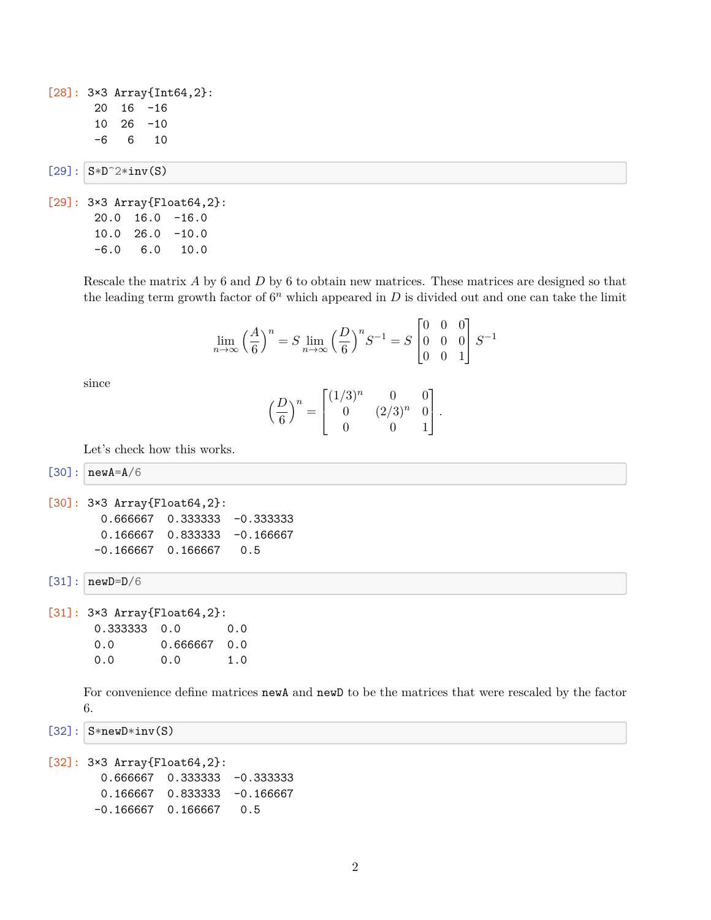[28]:
```
3×3 Array{Int64,2}:
 20  16  -16
 10  26  -10
 -6   6   10
```

[29]:
```
S*D^2*inv(S)
```

[29]:
```
3×3 Array{Float64,2}:
 20.0  16.0  -16.0
 10.0  26.0  -10.0
 -6.0   6.0   10.0
```

Rescale the matrix $A$ by 6 and $D$ by 6 to obtain new matrices. These matrices are designed so that the leading term growth factor of $6^n$ which appeared in $D$ is divided out and one can take the limit

$$\lim_{n\to\infty}\left(\frac{A}{6}\right)^n = S\lim_{n\to\infty}\left(\frac{D}{6}\right)^n S^{-1} = S\begin{bmatrix}0 & 0 & 0\\ 0 & 0 & 0\\ 0 & 0 & 1\end{bmatrix}S^{-1}$$

since

$$\left(\frac{D}{6}\right)^n = \begin{bmatrix}(1/3)^n & 0 & 0\\ 0 & (2/3)^n & 0\\ 0 & 0 & 1\end{bmatrix}.$$

Let's check how this works.

[30]:
```
newA=A/6
```

[30]:
```
3×3 Array{Float64,2}:
  0.666667  0.333333  -0.333333
  0.166667  0.833333  -0.166667
 -0.166667  0.166667   0.5
```

[31]:
```
newD=D/6
```

[31]:
```
3×3 Array{Float64,2}:
 0.333333  0.0       0.0
 0.0       0.666667  0.0
 0.0       0.0       1.0
```

For convenience define matrices `newA` and `newD` to be the matrices that were rescaled by the factor 6.

[32]:
```
S*newD*inv(S)
```

[32]:
```
3×3 Array{Float64,2}:
  0.666667  0.333333  -0.333333
  0.166667  0.833333  -0.166667
 -0.166667  0.166667   0.5
```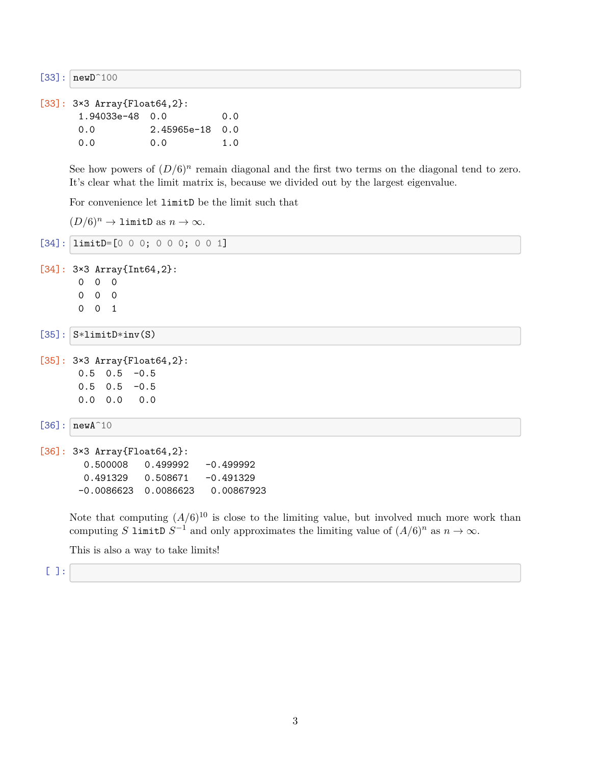[33]:
```
newD^100
```

[33]:
```
3×3 Array{Float64,2}:
 1.94033e-48  0.0          0.0
 0.0          2.45965e-18  0.0
 0.0          0.0          1.0
```

See how powers of $(D/6)^n$ remain diagonal and the first two terms on the diagonal tend to zero. It's clear what the limit matrix is, because we divided out by the largest eigenvalue.

For convenience let `limitD` be the limit such that

$(D/6)^n \rightarrow$ `limitD` as $n \rightarrow \infty$.

[34]:
```
limitD=[0 0 0; 0 0 0; 0 0 1]
```

[34]:
```
3×3 Array{Int64,2}:
 0  0  0
 0  0  0
 0  0  1
```

[35]:
```
S*limitD*inv(S)
```

[35]:
```
3×3 Array{Float64,2}:
 0.5  0.5  -0.5
 0.5  0.5  -0.5
 0.0  0.0   0.0
```

[36]:
```
newA^10
```

[36]:
```
3×3 Array{Float64,2}:
  0.500008    0.499992   -0.499992
  0.491329    0.508671   -0.491329
 -0.0086623   0.0086623   0.00867923
```

Note that computing $(A/6)^{10}$ is close to the limiting value, but involved much more work than computing $S$ `limitD` $S^{-1}$ and only approximates the limiting value of $(A/6)^n$ as $n \rightarrow \infty$.

This is also a way to take limits!

[ ]:
```

```